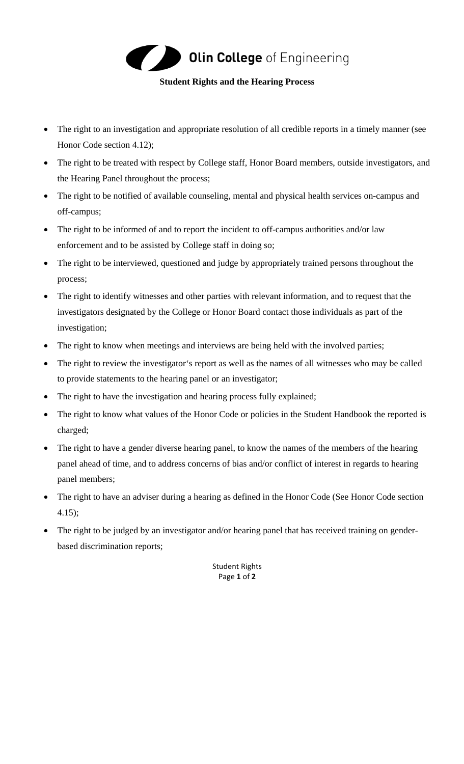**Olin College of Engineering**

## Student Rights and the Hearing Process

- The right to an investigation and appropriate resolution of all credible reports in a timely manner (see Honor Code section 4.12);
- The right to be treated with respect by College staff, Honor Board members, outside investigators, and the Hearing Panel throughout the process;
- The right to be notified of available counseling, mental and physical health services on-campus and off-campus;
- The right to be informed of and to report the incident to off-campus authorities and/or law enforcement and to be assisted by College staff in doing so;
- The right to be interviewed, questioned and judge by appropriately trained persons throughout the process;
- The right to identify witnesses and other parties with relevant information, and to request that the investigators designated by the College or Honor Board contact those individuals as part of the investigation;
- The right to know when meetings and interviews are being held with the involved parties;
- The right to review the investigator's report as well as the names of all witnesses who may be called to provide statements to the hearing panel or an investigator;
- The right to have the investigation and hearing process fully explained;
- The right to know what values of the Honor Code or policies in the Student Handbook the reported is charged;
- The right to have a gender diverse hearing panel, to know the names of the members of the hearing panel ahead of time, and to address concerns of bias and/or conflict of interest in regards to hearing panel members;
- The right to have an adviser during a hearing as defined in the Honor Code (See Honor Code section 4.15);
- The right to be judged by an investigator and/or hearing panel that has received training on gender-based discrimination reports;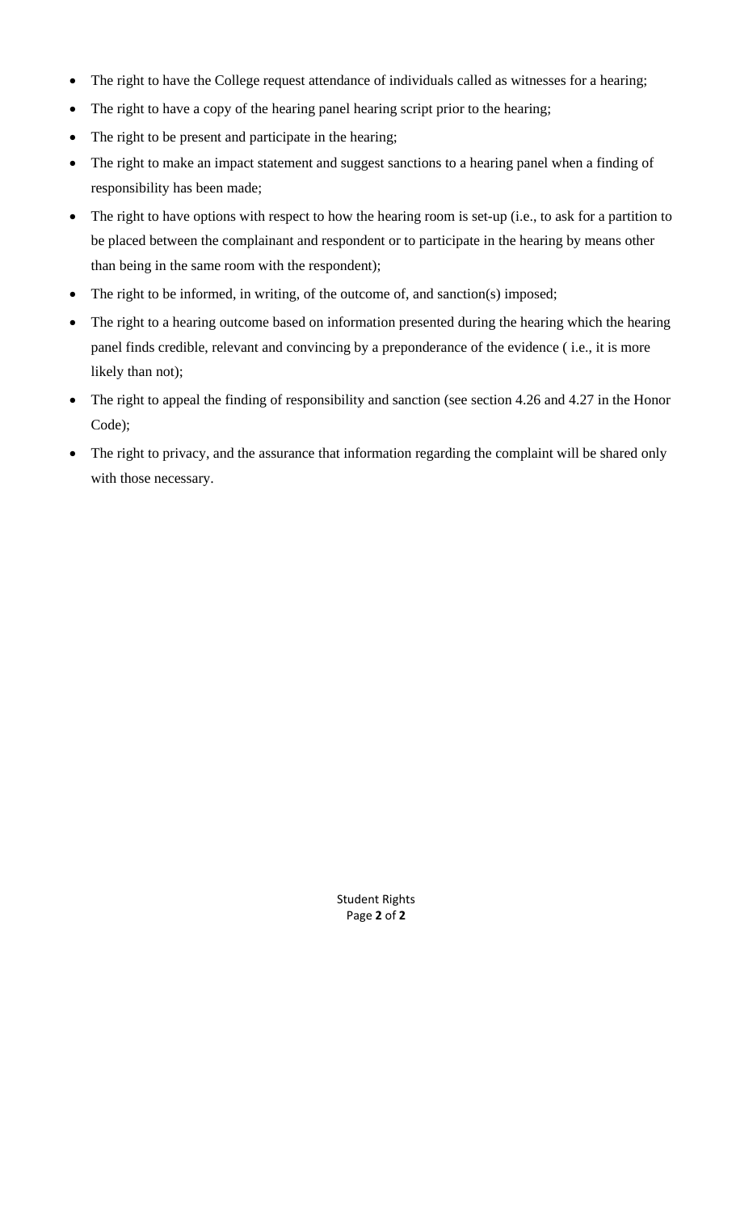- The right to have the College request attendance of individuals called as witnesses for a hearing;
- The right to have a copy of the hearing panel hearing script prior to the hearing;
- The right to be present and participate in the hearing;
- The right to make an impact statement and suggest sanctions to a hearing panel when a finding of responsibility has been made;
- The right to have options with respect to how the hearing room is set-up (i.e., to ask for a partition to be placed between the complainant and respondent or to participate in the hearing by means other than being in the same room with the respondent);
- The right to be informed, in writing, of the outcome of, and sanction(s) imposed;
- The right to a hearing outcome based on information presented during the hearing which the hearing panel finds credible, relevant and convincing by a preponderance of the evidence ( i.e., it is more likely than not);
- The right to appeal the finding of responsibility and sanction (see section 4.26 and 4.27 in the Honor Code);
- The right to privacy, and the assurance that information regarding the complaint will be shared only with those necessary.